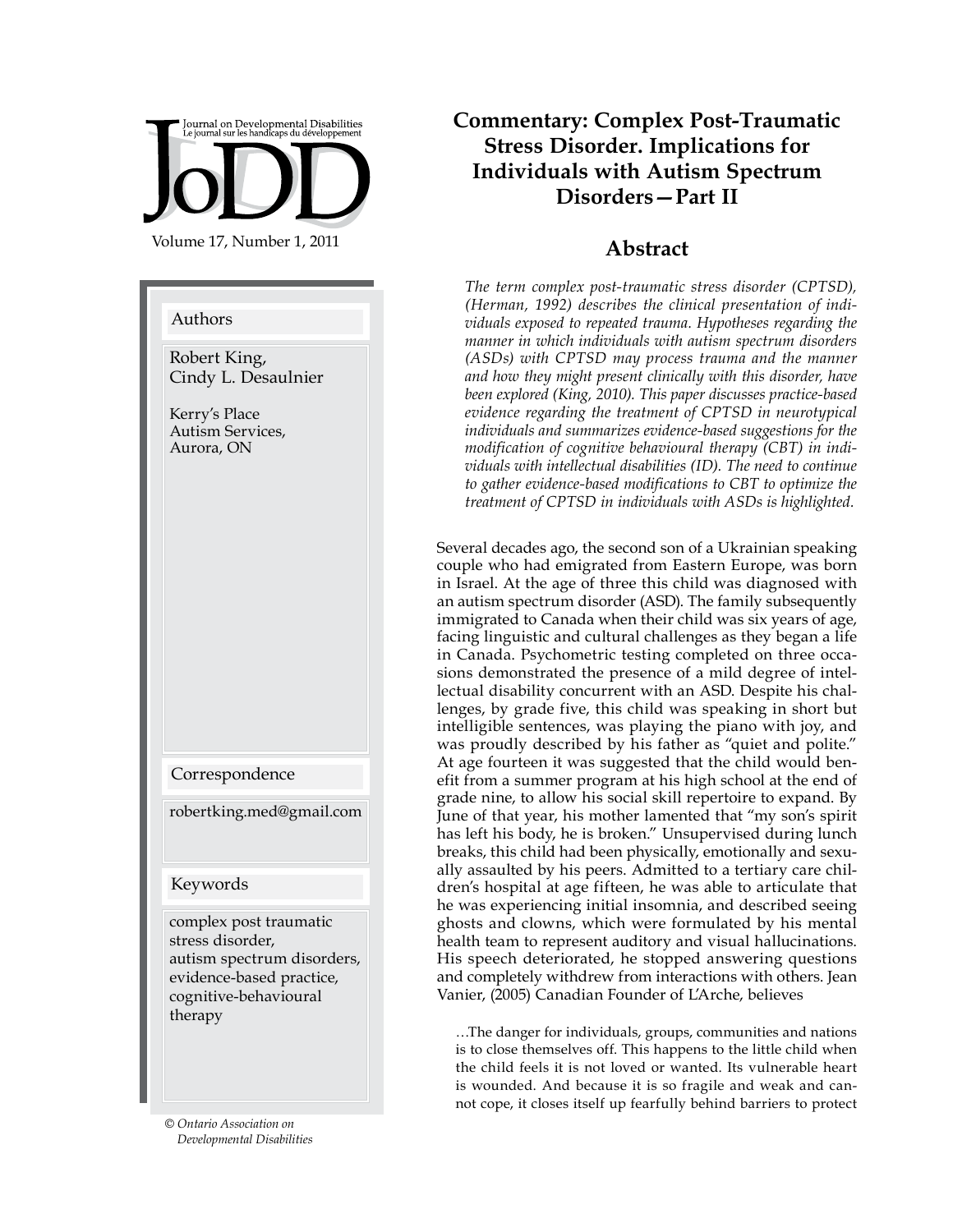# Commentary: Complex Post-Traumatic Stress Disorder. Implications for Individuals with Autism Spectrum Disorders—Part II

**Authors**

Robert King,
Cindy L. Desaulnier

Kerry's Place
Autism Services,
Aurora, ON

**Correspondence**

robertking.med@gmail.com

**Keywords**

complex post traumatic stress disorder, autism spectrum disorders, evidence-based practice, cognitive-behavioural therapy

© *Ontario Association on Developmental Disabilities*

## Abstract

*The term complex post-traumatic stress disorder (CPTSD), (Herman, 1992) describes the clinical presentation of individuals exposed to repeated trauma. Hypotheses regarding the manner in which individuals with autism spectrum disorders (ASDs) with CPTSD may process trauma and the manner and how they might present clinically with this disorder, have been explored (King, 2010). This paper discusses practice-based evidence regarding the treatment of CPTSD in neurotypical individuals and summarizes evidence-based suggestions for the modification of cognitive behavioural therapy (CBT) in individuals with intellectual disabilities (ID). The need to continue to gather evidence-based modifications to CBT to optimize the treatment of CPTSD in individuals with ASDs is highlighted.*

Several decades ago, the second son of a Ukrainian speaking couple who had emigrated from Eastern Europe, was born in Israel. At the age of three this child was diagnosed with an autism spectrum disorder (ASD). The family subsequently immigrated to Canada when their child was six years of age, facing linguistic and cultural challenges as they began a life in Canada. Psychometric testing completed on three occasions demonstrated the presence of a mild degree of intellectual disability concurrent with an ASD. Despite his challenges, by grade five, this child was speaking in short but intelligible sentences, was playing the piano with joy, and was proudly described by his father as "quiet and polite." At age fourteen it was suggested that the child would benefit from a summer program at his high school at the end of grade nine, to allow his social skill repertoire to expand. By June of that year, his mother lamented that "my son's spirit has left his body, he is broken." Unsupervised during lunch breaks, this child had been physically, emotionally and sexually assaulted by his peers. Admitted to a tertiary care children's hospital at age fifteen, he was able to articulate that he was experiencing initial insomnia, and described seeing ghosts and clowns, which were formulated by his mental health team to represent auditory and visual hallucinations. His speech deteriorated, he stopped answering questions and completely withdrew from interactions with others. Jean Vanier, (2005) Canadian Founder of L'Arche, believes

> …The danger for individuals, groups, communities and nations is to close themselves off. This happens to the little child when the child feels it is not loved or wanted. Its vulnerable heart is wounded. And because it is so fragile and weak and cannot cope, it closes itself up fearfully behind barriers to protect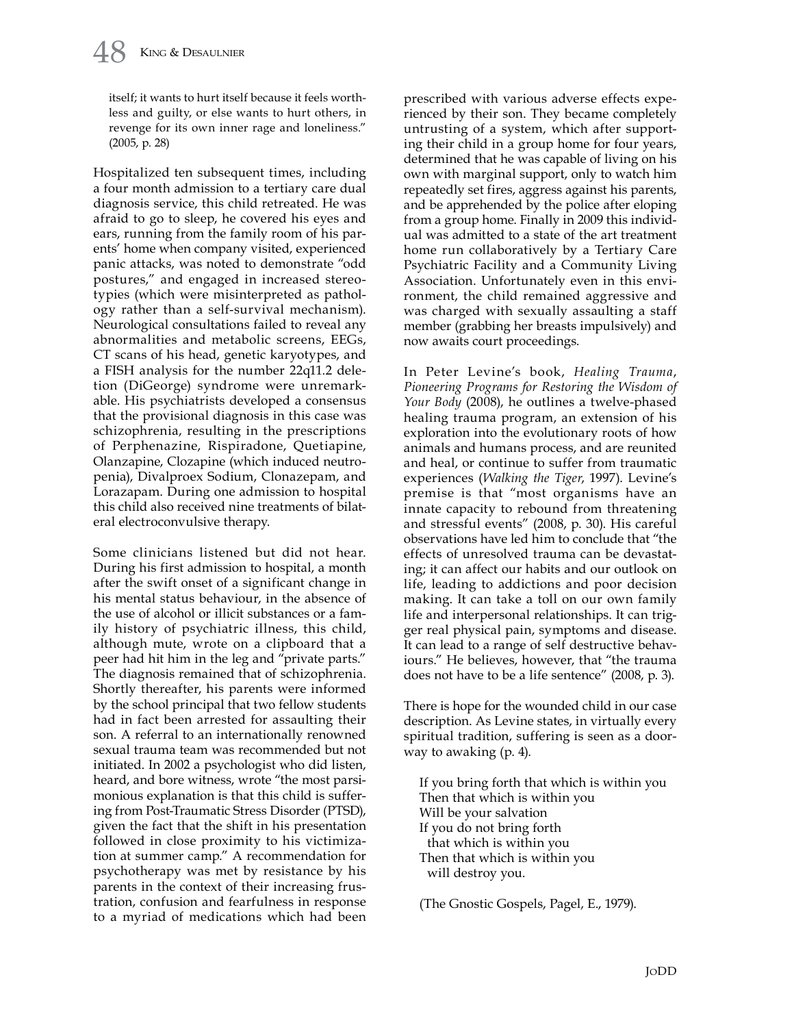itself; it wants to hurt itself because it feels worthless and guilty, or else wants to hurt others, in revenge for its own inner rage and loneliness." (2005, p. 28)

Hospitalized ten subsequent times, including a four month admission to a tertiary care dual diagnosis service, this child retreated. He was afraid to go to sleep, he covered his eyes and ears, running from the family room of his parents' home when company visited, experienced panic attacks, was noted to demonstrate "odd postures," and engaged in increased stereotypies (which were misinterpreted as pathology rather than a self-survival mechanism). Neurological consultations failed to reveal any abnormalities and metabolic screens, EEGs, CT scans of his head, genetic karyotypes, and a FISH analysis for the number 22q11.2 deletion (DiGeorge) syndrome were unremarkable. His psychiatrists developed a consensus that the provisional diagnosis in this case was schizophrenia, resulting in the prescriptions of Perphenazine, Rispiradone, Quetiapine, Olanzapine, Clozapine (which induced neutropenia), Divalproex Sodium, Clonazepam, and Lorazapam. During one admission to hospital this child also received nine treatments of bilateral electroconvulsive therapy.

Some clinicians listened but did not hear. During his first admission to hospital, a month after the swift onset of a significant change in his mental status behaviour, in the absence of the use of alcohol or illicit substances or a family history of psychiatric illness, this child, although mute, wrote on a clipboard that a peer had hit him in the leg and "private parts." The diagnosis remained that of schizophrenia. Shortly thereafter, his parents were informed by the school principal that two fellow students had in fact been arrested for assaulting their son. A referral to an internationally renowned sexual trauma team was recommended but not initiated. In 2002 a psychologist who did listen, heard, and bore witness, wrote "the most parsimonious explanation is that this child is suffering from Post-Traumatic Stress Disorder (PTSD), given the fact that the shift in his presentation followed in close proximity to his victimization at summer camp." A recommendation for psychotherapy was met by resistance by his parents in the context of their increasing frustration, confusion and fearfulness in response to a myriad of medications which had been prescribed with various adverse effects experienced by their son. They became completely untrusting of a system, which after supporting their child in a group home for four years, determined that he was capable of living on his own with marginal support, only to watch him repeatedly set fires, aggress against his parents, and be apprehended by the police after eloping from a group home. Finally in 2009 this individual was admitted to a state of the art treatment home run collaboratively by a Tertiary Care Psychiatric Facility and a Community Living Association. Unfortunately even in this environment, the child remained aggressive and was charged with sexually assaulting a staff member (grabbing her breasts impulsively) and now awaits court proceedings.

In Peter Levine's book, *Healing Trauma, Pioneering Programs for Restoring the Wisdom of Your Body* (2008), he outlines a twelve-phased healing trauma program, an extension of his exploration into the evolutionary roots of how animals and humans process, and are reunited and heal, or continue to suffer from traumatic experiences (*Walking the Tiger*, 1997). Levine's premise is that "most organisms have an innate capacity to rebound from threatening and stressful events" (2008, p. 30). His careful observations have led him to conclude that "the effects of unresolved trauma can be devastating; it can affect our habits and our outlook on life, leading to addictions and poor decision making. It can take a toll on our own family life and interpersonal relationships. It can trigger real physical pain, symptoms and disease. It can lead to a range of self destructive behaviours." He believes, however, that "the trauma does not have to be a life sentence" (2008, p. 3).

There is hope for the wounded child in our case description. As Levine states, in virtually every spiritual tradition, suffering is seen as a doorway to awaking (p. 4).

> If you bring forth that which is within you  
> Then that which is within you  
> Will be your salvation  
> If you do not bring forth  
>   that which is within you  
> Then that which is within you  
>   will destroy you.
>
> (The Gnostic Gospels, Pagel, E., 1979).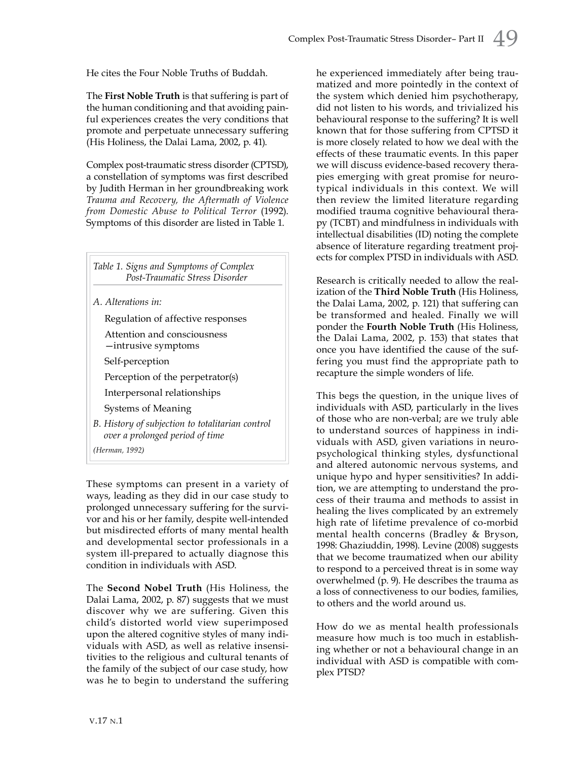He cites the Four Noble Truths of Buddah.

The **First Noble Truth** is that suffering is part of the human conditioning and that avoiding painful experiences creates the very conditions that promote and perpetuate unnecessary suffering (His Holiness, the Dalai Lama, 2002, p. 41).

Complex post-traumatic stress disorder (CPTSD), a constellation of symptoms was first described by Judith Herman in her groundbreaking work *Trauma and Recovery, the Aftermath of Violence from Domestic Abuse to Political Terror* (1992). Symptoms of this disorder are listed in Table 1.

*Table 1. Signs and Symptoms of Complex Post-Traumatic Stress Disorder*

*A. Alterations in:*

- Regulation of affective responses
- Attention and consciousness —intrusive symptoms
- Self-perception
- Perception of the perpetrator(s)
- Interpersonal relationships
- Systems of Meaning

*B. History of subjection to totalitarian control over a prolonged period of time*

*(Herman, 1992)*

These symptoms can present in a variety of ways, leading as they did in our case study to prolonged unnecessary suffering for the survivor and his or her family, despite well-intended but misdirected efforts of many mental health and developmental sector professionals in a system ill-prepared to actually diagnose this condition in individuals with ASD.

The **Second Nobel Truth** (His Holiness, the Dalai Lama, 2002, p. 87) suggests that we must discover why we are suffering. Given this child's distorted world view superimposed upon the altered cognitive styles of many individuals with ASD, as well as relative insensitivities to the religious and cultural tenants of the family of the subject of our case study, how was he to begin to understand the suffering he experienced immediately after being traumatized and more pointedly in the context of the system which denied him psychotherapy, did not listen to his words, and trivialized his behavioural response to the suffering? It is well known that for those suffering from CPTSD it is more closely related to how we deal with the effects of these traumatic events. In this paper we will discuss evidence-based recovery therapies emerging with great promise for neurotypical individuals in this context. We will then review the limited literature regarding modified trauma cognitive behavioural therapy (TCBT) and mindfulness in individuals with intellectual disabilities (ID) noting the complete absence of literature regarding treatment projects for complex PTSD in individuals with ASD.

Research is critically needed to allow the realization of the **Third Noble Truth** (His Holiness, the Dalai Lama, 2002, p. 121) that suffering can be transformed and healed. Finally we will ponder the **Fourth Noble Truth** (His Holiness, the Dalai Lama, 2002, p. 153) that states that once you have identified the cause of the suffering you must find the appropriate path to recapture the simple wonders of life.

This begs the question, in the unique lives of individuals with ASD, particularly in the lives of those who are non-verbal; are we truly able to understand sources of happiness in individuals with ASD, given variations in neuropsychological thinking styles, dysfunctional and altered autonomic nervous systems, and unique hypo and hyper sensitivities? In addition, we are attempting to understand the process of their trauma and methods to assist in healing the lives complicated by an extremely high rate of lifetime prevalence of co-morbid mental health concerns (Bradley & Bryson, 1998: Ghaziuddin, 1998). Levine (2008) suggests that we become traumatized when our ability to respond to a perceived threat is in some way overwhelmed (p. 9). He describes the trauma as a loss of connectiveness to our bodies, families, to others and the world around us.

How do we as mental health professionals measure how much is too much in establishing whether or not a behavioural change in an individual with ASD is compatible with complex PTSD?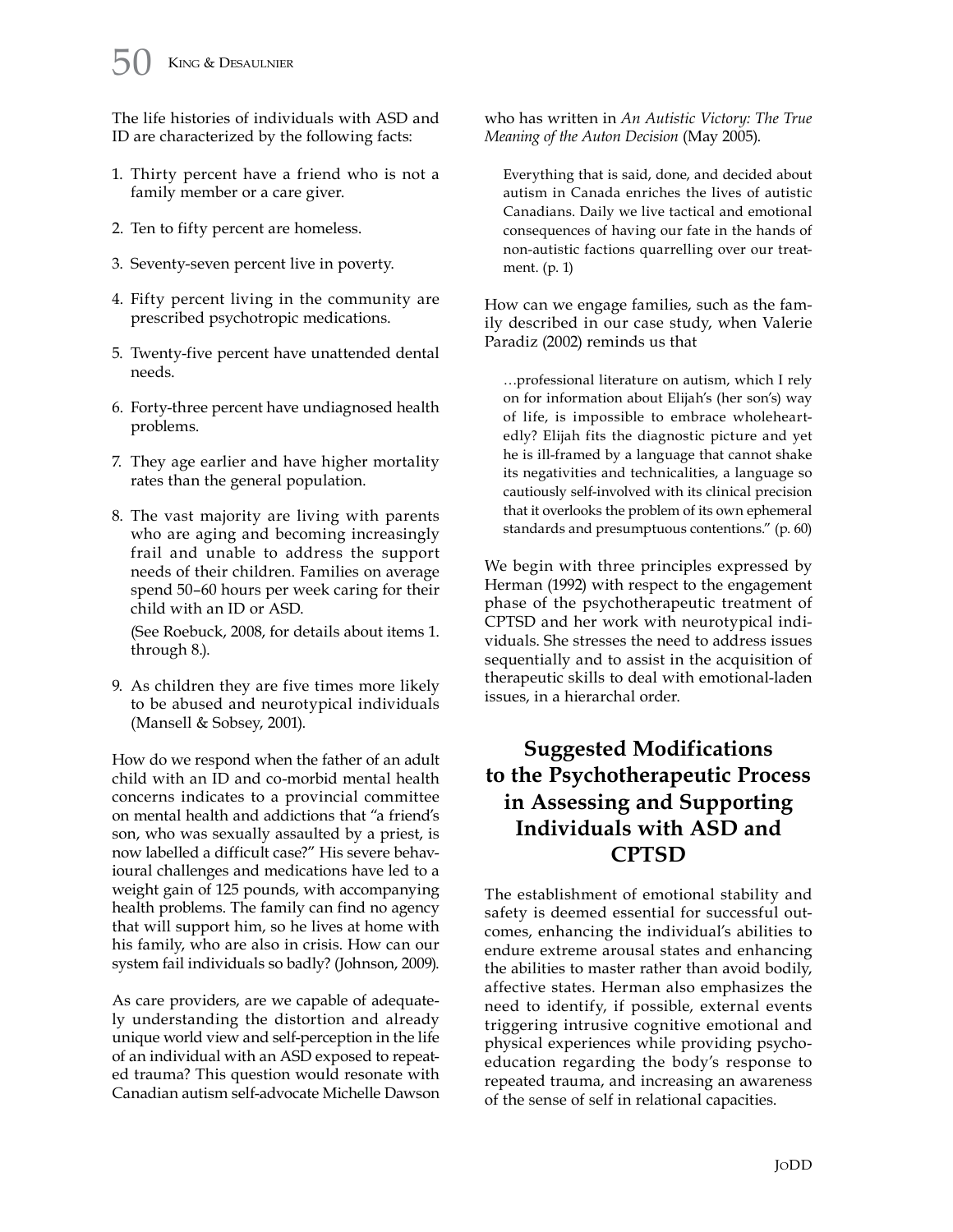The life histories of individuals with ASD and ID are characterized by the following facts:

1. Thirty percent have a friend who is not a family member or a care giver.
2. Ten to fifty percent are homeless.
3. Seventy-seven percent live in poverty.
4. Fifty percent living in the community are prescribed psychotropic medications.
5. Twenty-five percent have unattended dental needs.
6. Forty-three percent have undiagnosed health problems.
7. They age earlier and have higher mortality rates than the general population.
8. The vast majority are living with parents who are aging and becoming increasingly frail and unable to address the support needs of their children. Families on average spend 50–60 hours per week caring for their child with an ID or ASD.

   (See Roebuck, 2008, for details about items 1. through 8.).

9. As children they are five times more likely to be abused and neurotypical individuals (Mansell & Sobsey, 2001).

How do we respond when the father of an adult child with an ID and co-morbid mental health concerns indicates to a provincial committee on mental health and addictions that "a friend's son, who was sexually assaulted by a priest, is now labelled a difficult case?" His severe behavioural challenges and medications have led to a weight gain of 125 pounds, with accompanying health problems. The family can find no agency that will support him, so he lives at home with his family, who are also in crisis. How can our system fail individuals so badly? (Johnson, 2009).

As care providers, are we capable of adequately understanding the distortion and already unique world view and self-perception in the life of an individual with an ASD exposed to repeated trauma? This question would resonate with Canadian autism self-advocate Michelle Dawson who has written in *An Autistic Victory: The True Meaning of the Auton Decision* (May 2005).

> Everything that is said, done, and decided about autism in Canada enriches the lives of autistic Canadians. Daily we live tactical and emotional consequences of having our fate in the hands of non-autistic factions quarrelling over our treatment. (p. 1)

How can we engage families, such as the family described in our case study, when Valerie Paradiz (2002) reminds us that

> …professional literature on autism, which I rely on for information about Elijah's (her son's) way of life, is impossible to embrace wholeheartedly? Elijah fits the diagnostic picture and yet he is ill-framed by a language that cannot shake its negativities and technicalities, a language so cautiously self-involved with its clinical precision that it overlooks the problem of its own ephemeral standards and presumptuous contentions." (p. 60)

We begin with three principles expressed by Herman (1992) with respect to the engagement phase of the psychotherapeutic treatment of CPTSD and her work with neurotypical individuals. She stresses the need to address issues sequentially and to assist in the acquisition of therapeutic skills to deal with emotional-laden issues, in a hierarchal order.

## Suggested Modifications to the Psychotherapeutic Process in Assessing and Supporting Individuals with ASD and CPTSD

The establishment of emotional stability and safety is deemed essential for successful outcomes, enhancing the individual's abilities to endure extreme arousal states and enhancing the abilities to master rather than avoid bodily, affective states. Herman also emphasizes the need to identify, if possible, external events triggering intrusive cognitive emotional and physical experiences while providing psychoeducation regarding the body's response to repeated trauma, and increasing an awareness of the sense of self in relational capacities.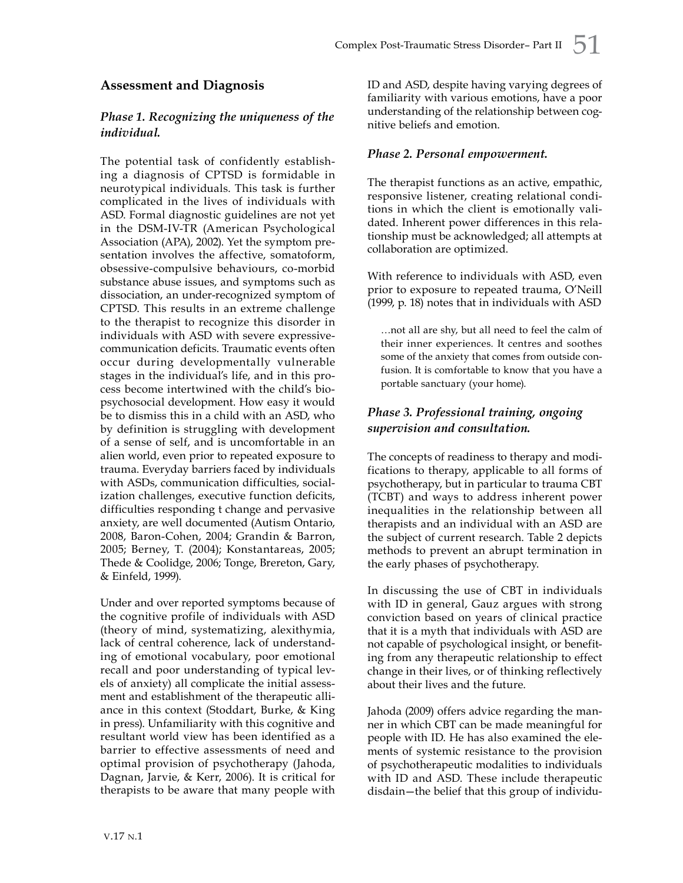## Assessment and Diagnosis

### *Phase 1. Recognizing the uniqueness of the individual.*

The potential task of confidently establishing a diagnosis of CPTSD is formidable in neurotypical individuals. This task is further complicated in the lives of individuals with ASD. Formal diagnostic guidelines are not yet in the DSM-IV-TR (American Psychological Association (APA), 2002). Yet the symptom presentation involves the affective, somatoform, obsessive-compulsive behaviours, co-morbid substance abuse issues, and symptoms such as dissociation, an under-recognized symptom of CPTSD. This results in an extreme challenge to the therapist to recognize this disorder in individuals with ASD with severe expressive-communication deficits. Traumatic events often occur during developmentally vulnerable stages in the individual's life, and in this process become intertwined with the child's bio-psychosocial development. How easy it would be to dismiss this in a child with an ASD, who by definition is struggling with development of a sense of self, and is uncomfortable in an alien world, even prior to repeated exposure to trauma. Everyday barriers faced by individuals with ASDs, communication difficulties, socialization challenges, executive function deficits, difficulties responding t change and pervasive anxiety, are well documented (Autism Ontario, 2008, Baron-Cohen, 2004; Grandin & Barron, 2005; Berney, T. (2004); Konstantareas, 2005; Thede & Coolidge, 2006; Tonge, Brereton, Gary, & Einfeld, 1999).

Under and over reported symptoms because of the cognitive profile of individuals with ASD (theory of mind, systematizing, alexithymia, lack of central coherence, lack of understanding of emotional vocabulary, poor emotional recall and poor understanding of typical levels of anxiety) all complicate the initial assessment and establishment of the therapeutic alliance in this context (Stoddart, Burke, & King in press). Unfamiliarity with this cognitive and resultant world view has been identified as a barrier to effective assessments of need and optimal provision of psychotherapy (Jahoda, Dagnan, Jarvie, & Kerr, 2006). It is critical for therapists to be aware that many people with ID and ASD, despite having varying degrees of familiarity with various emotions, have a poor understanding of the relationship between cognitive beliefs and emotion.

### *Phase 2. Personal empowerment.*

The therapist functions as an active, empathic, responsive listener, creating relational conditions in which the client is emotionally validated. Inherent power differences in this relationship must be acknowledged; all attempts at collaboration are optimized.

With reference to individuals with ASD, even prior to exposure to repeated trauma, O'Neill (1999, p. 18) notes that in individuals with ASD

> …not all are shy, but all need to feel the calm of their inner experiences. It centres and soothes some of the anxiety that comes from outside confusion. It is comfortable to know that you have a portable sanctuary (your home).

### *Phase 3. Professional training, ongoing supervision and consultation.*

The concepts of readiness to therapy and modifications to therapy, applicable to all forms of psychotherapy, but in particular to trauma CBT (TCBT) and ways to address inherent power inequalities in the relationship between all therapists and an individual with an ASD are the subject of current research. Table 2 depicts methods to prevent an abrupt termination in the early phases of psychotherapy.

In discussing the use of CBT in individuals with ID in general, Gauz argues with strong conviction based on years of clinical practice that it is a myth that individuals with ASD are not capable of psychological insight, or benefiting from any therapeutic relationship to effect change in their lives, or of thinking reflectively about their lives and the future.

Jahoda (2009) offers advice regarding the manner in which CBT can be made meaningful for people with ID. He has also examined the elements of systemic resistance to the provision of psychotherapeutic modalities to individuals with ID and ASD. These include therapeutic disdain—the belief that this group of individu-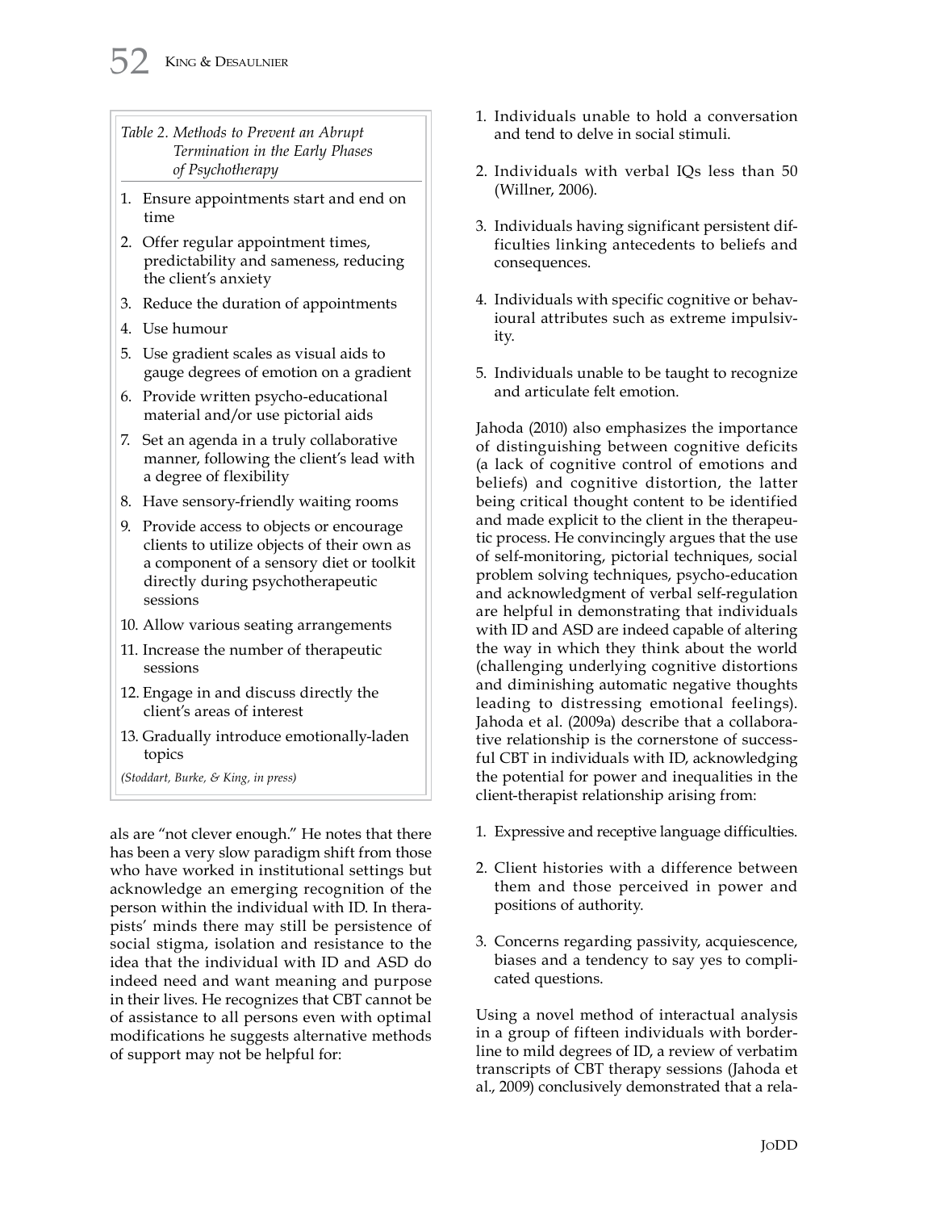*Table 2. Methods to Prevent an Abrupt Termination in the Early Phases of Psychotherapy*

1. Ensure appointments start and end on time
2. Offer regular appointment times, predictability and sameness, reducing the client's anxiety
3. Reduce the duration of appointments
4. Use humour
5. Use gradient scales as visual aids to gauge degrees of emotion on a gradient
6. Provide written psycho-educational material and/or use pictorial aids
7. Set an agenda in a truly collaborative manner, following the client's lead with a degree of flexibility
8. Have sensory-friendly waiting rooms
9. Provide access to objects or encourage clients to utilize objects of their own as a component of a sensory diet or toolkit directly during psychotherapeutic sessions
10. Allow various seating arrangements
11. Increase the number of therapeutic sessions
12. Engage in and discuss directly the client's areas of interest
13. Gradually introduce emotionally-laden topics

*(Stoddart, Burke, & King, in press)*

als are "not clever enough." He notes that there has been a very slow paradigm shift from those who have worked in institutional settings but acknowledge an emerging recognition of the person within the individual with ID. In therapists' minds there may still be persistence of social stigma, isolation and resistance to the idea that the individual with ID and ASD do indeed need and want meaning and purpose in their lives. He recognizes that CBT cannot be of assistance to all persons even with optimal modifications he suggests alternative methods of support may not be helpful for:

1. Individuals unable to hold a conversation and tend to delve in social stimuli.
2. Individuals with verbal IQs less than 50 (Willner, 2006).
3. Individuals having significant persistent difficulties linking antecedents to beliefs and consequences.
4. Individuals with specific cognitive or behavioural attributes such as extreme impulsivity.
5. Individuals unable to be taught to recognize and articulate felt emotion.

Jahoda (2010) also emphasizes the importance of distinguishing between cognitive deficits (a lack of cognitive control of emotions and beliefs) and cognitive distortion, the latter being critical thought content to be identified and made explicit to the client in the therapeutic process. He convincingly argues that the use of self-monitoring, pictorial techniques, social problem solving techniques, psycho-education and acknowledgment of verbal self-regulation are helpful in demonstrating that individuals with ID and ASD are indeed capable of altering the way in which they think about the world (challenging underlying cognitive distortions and diminishing automatic negative thoughts leading to distressing emotional feelings). Jahoda et al. (2009a) describe that a collaborative relationship is the cornerstone of successful CBT in individuals with ID, acknowledging the potential for power and inequalities in the client-therapist relationship arising from:

1. Expressive and receptive language difficulties.
2. Client histories with a difference between them and those perceived in power and positions of authority.
3. Concerns regarding passivity, acquiescence, biases and a tendency to say yes to complicated questions.

Using a novel method of interactual analysis in a group of fifteen individuals with borderline to mild degrees of ID, a review of verbatim transcripts of CBT therapy sessions (Jahoda et al., 2009) conclusively demonstrated that a rela-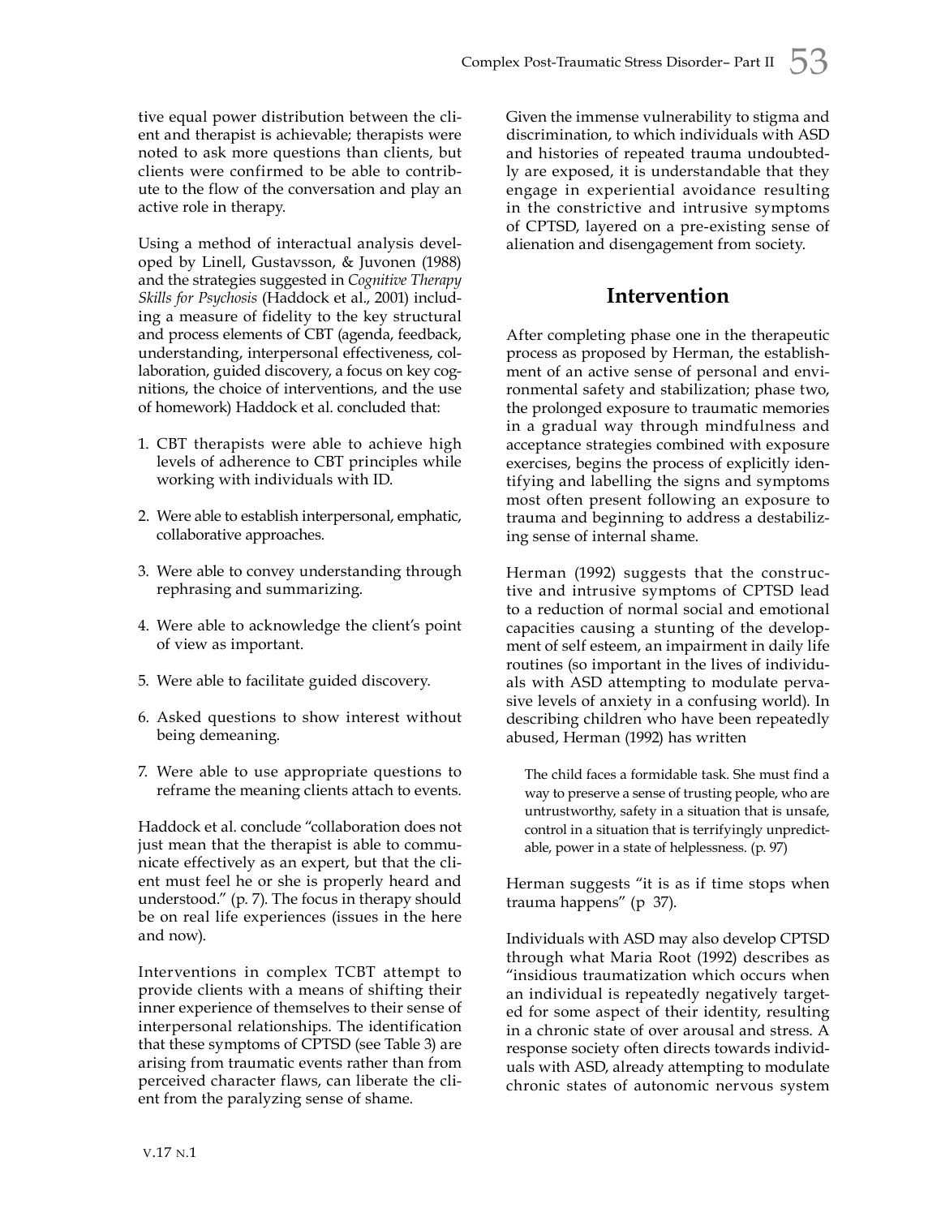tive equal power distribution between the client and therapist is achievable; therapists were noted to ask more questions than clients, but clients were confirmed to be able to contribute to the flow of the conversation and play an active role in therapy.

Using a method of interactual analysis developed by Linell, Gustavsson, & Juvonen (1988) and the strategies suggested in *Cognitive Therapy Skills for Psychosis* (Haddock et al., 2001) including a measure of fidelity to the key structural and process elements of CBT (agenda, feedback, understanding, interpersonal effectiveness, collaboration, guided discovery, a focus on key cognitions, the choice of interventions, and the use of homework) Haddock et al. concluded that:

1. CBT therapists were able to achieve high levels of adherence to CBT principles while working with individuals with ID.
2. Were able to establish interpersonal, emphatic, collaborative approaches.
3. Were able to convey understanding through rephrasing and summarizing.
4. Were able to acknowledge the client's point of view as important.
5. Were able to facilitate guided discovery.
6. Asked questions to show interest without being demeaning.
7. Were able to use appropriate questions to reframe the meaning clients attach to events.

Haddock et al. conclude "collaboration does not just mean that the therapist is able to communicate effectively as an expert, but that the client must feel he or she is properly heard and understood." (p. 7). The focus in therapy should be on real life experiences (issues in the here and now).

Interventions in complex TCBT attempt to provide clients with a means of shifting their inner experience of themselves to their sense of interpersonal relationships. The identification that these symptoms of CPTSD (see Table 3) are arising from traumatic events rather than from perceived character flaws, can liberate the client from the paralyzing sense of shame.

Given the immense vulnerability to stigma and discrimination, to which individuals with ASD and histories of repeated trauma undoubtedly are exposed, it is understandable that they engage in experiential avoidance resulting in the constrictive and intrusive symptoms of CPTSD, layered on a pre-existing sense of alienation and disengagement from society.

## Intervention

After completing phase one in the therapeutic process as proposed by Herman, the establishment of an active sense of personal and environmental safety and stabilization; phase two, the prolonged exposure to traumatic memories in a gradual way through mindfulness and acceptance strategies combined with exposure exercises, begins the process of explicitly identifying and labelling the signs and symptoms most often present following an exposure to trauma and beginning to address a destabilizing sense of internal shame.

Herman (1992) suggests that the constructive and intrusive symptoms of CPTSD lead to a reduction of normal social and emotional capacities causing a stunting of the development of self esteem, an impairment in daily life routines (so important in the lives of individuals with ASD attempting to modulate pervasive levels of anxiety in a confusing world). In describing children who have been repeatedly abused, Herman (1992) has written

> The child faces a formidable task. She must find a way to preserve a sense of trusting people, who are untrustworthy, safety in a situation that is unsafe, control in a situation that is terrifyingly unpredictable, power in a state of helplessness. (p. 97)

Herman suggests "it is as if time stops when trauma happens" (p 37).

Individuals with ASD may also develop CPTSD through what Maria Root (1992) describes as "insidious traumatization which occurs when an individual is repeatedly negatively targeted for some aspect of their identity, resulting in a chronic state of over arousal and stress. A response society often directs towards individuals with ASD, already attempting to modulate chronic states of autonomic nervous system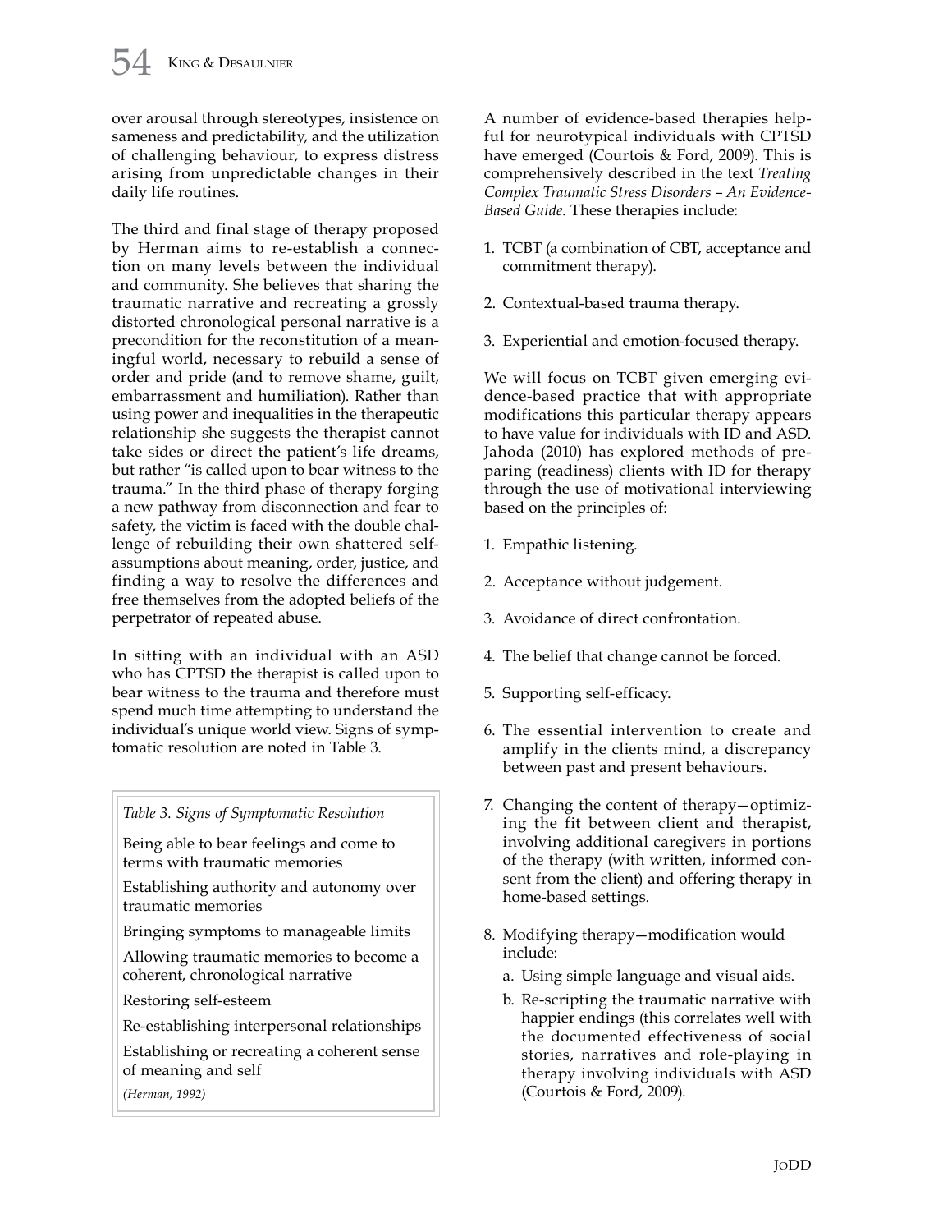over arousal through stereotypes, insistence on sameness and predictability, and the utilization of challenging behaviour, to express distress arising from unpredictable changes in their daily life routines.

The third and final stage of therapy proposed by Herman aims to re-establish a connection on many levels between the individual and community. She believes that sharing the traumatic narrative and recreating a grossly distorted chronological personal narrative is a precondition for the reconstitution of a meaningful world, necessary to rebuild a sense of order and pride (and to remove shame, guilt, embarrassment and humiliation). Rather than using power and inequalities in the therapeutic relationship she suggests the therapist cannot take sides or direct the patient's life dreams, but rather "is called upon to bear witness to the trauma." In the third phase of therapy forging a new pathway from disconnection and fear to safety, the victim is faced with the double challenge of rebuilding their own shattered self-assumptions about meaning, order, justice, and finding a way to resolve the differences and free themselves from the adopted beliefs of the perpetrator of repeated abuse.

In sitting with an individual with an ASD who has CPTSD the therapist is called upon to bear witness to the trauma and therefore must spend much time attempting to understand the individual's unique world view. Signs of symptomatic resolution are noted in Table 3.

| *Table 3. Signs of Symptomatic Resolution* |
|---|
| Being able to bear feelings and come to terms with traumatic memories |
| Establishing authority and autonomy over traumatic memories |
| Bringing symptoms to manageable limits |
| Allowing traumatic memories to become a coherent, chronological narrative |
| Restoring self-esteem |
| Re-establishing interpersonal relationships |
| Establishing or recreating a coherent sense of meaning and self |
| *(Herman, 1992)* |

A number of evidence-based therapies helpful for neurotypical individuals with CPTSD have emerged (Courtois & Ford, 2009). This is comprehensively described in the text *Treating Complex Traumatic Stress Disorders – An Evidence-Based Guide.* These therapies include:

1. TCBT (a combination of CBT, acceptance and commitment therapy).
2. Contextual-based trauma therapy.
3. Experiential and emotion-focused therapy.

We will focus on TCBT given emerging evidence-based practice that with appropriate modifications this particular therapy appears to have value for individuals with ID and ASD. Jahoda (2010) has explored methods of preparing (readiness) clients with ID for therapy through the use of motivational interviewing based on the principles of:

1. Empathic listening.
2. Acceptance without judgement.
3. Avoidance of direct confrontation.
4. The belief that change cannot be forced.
5. Supporting self-efficacy.
6. The essential intervention to create and amplify in the clients mind, a discrepancy between past and present behaviours.
7. Changing the content of therapy—optimizing the fit between client and therapist, involving additional caregivers in portions of the therapy (with written, informed consent from the client) and offering therapy in home-based settings.
8. Modifying therapy—modification would include:
   a. Using simple language and visual aids.
   b. Re-scripting the traumatic narrative with happier endings (this correlates well with the documented effectiveness of social stories, narratives and role-playing in therapy involving individuals with ASD (Courtois & Ford, 2009).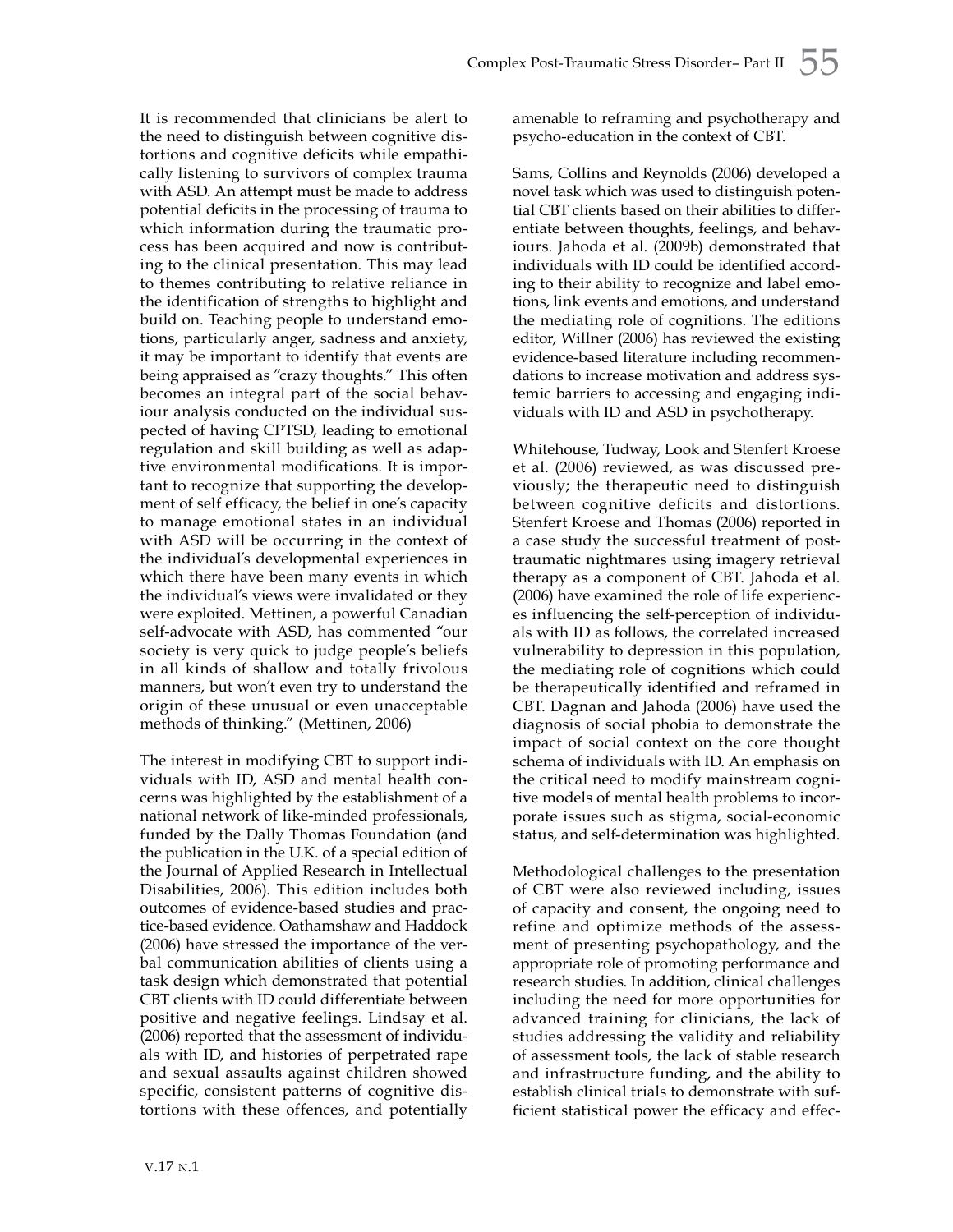It is recommended that clinicians be alert to the need to distinguish between cognitive distortions and cognitive deficits while empathically listening to survivors of complex trauma with ASD. An attempt must be made to address potential deficits in the processing of trauma to which information during the traumatic process has been acquired and now is contributing to the clinical presentation. This may lead to themes contributing to relative reliance in the identification of strengths to highlight and build on. Teaching people to understand emotions, particularly anger, sadness and anxiety, it may be important to identify that events are being appraised as "crazy thoughts." This often becomes an integral part of the social behaviour analysis conducted on the individual suspected of having CPTSD, leading to emotional regulation and skill building as well as adaptive environmental modifications. It is important to recognize that supporting the development of self efficacy, the belief in one's capacity to manage emotional states in an individual with ASD will be occurring in the context of the individual's developmental experiences in which there have been many events in which the individual's views were invalidated or they were exploited. Mettinen, a powerful Canadian self-advocate with ASD, has commented "our society is very quick to judge people's beliefs in all kinds of shallow and totally frivolous manners, but won't even try to understand the origin of these unusual or even unacceptable methods of thinking." (Mettinen, 2006)

The interest in modifying CBT to support individuals with ID, ASD and mental health concerns was highlighted by the establishment of a national network of like-minded professionals, funded by the Dally Thomas Foundation (and the publication in the U.K. of a special edition of the Journal of Applied Research in Intellectual Disabilities, 2006). This edition includes both outcomes of evidence-based studies and practice-based evidence. Oathamshaw and Haddock (2006) have stressed the importance of the verbal communication abilities of clients using a task design which demonstrated that potential CBT clients with ID could differentiate between positive and negative feelings. Lindsay et al. (2006) reported that the assessment of individuals with ID, and histories of perpetrated rape and sexual assaults against children showed specific, consistent patterns of cognitive distortions with these offences, and potentially amenable to reframing and psychotherapy and psycho-education in the context of CBT.

Sams, Collins and Reynolds (2006) developed a novel task which was used to distinguish potential CBT clients based on their abilities to differentiate between thoughts, feelings, and behaviours. Jahoda et al. (2009b) demonstrated that individuals with ID could be identified according to their ability to recognize and label emotions, link events and emotions, and understand the mediating role of cognitions. The editions editor, Willner (2006) has reviewed the existing evidence-based literature including recommendations to increase motivation and address systemic barriers to accessing and engaging individuals with ID and ASD in psychotherapy.

Whitehouse, Tudway, Look and Stenfert Kroese et al. (2006) reviewed, as was discussed previously; the therapeutic need to distinguish between cognitive deficits and distortions. Stenfert Kroese and Thomas (2006) reported in a case study the successful treatment of post-traumatic nightmares using imagery retrieval therapy as a component of CBT. Jahoda et al. (2006) have examined the role of life experiences influencing the self-perception of individuals with ID as follows, the correlated increased vulnerability to depression in this population, the mediating role of cognitions which could be therapeutically identified and reframed in CBT. Dagnan and Jahoda (2006) have used the diagnosis of social phobia to demonstrate the impact of social context on the core thought schema of individuals with ID. An emphasis on the critical need to modify mainstream cognitive models of mental health problems to incorporate issues such as stigma, social-economic status, and self-determination was highlighted.

Methodological challenges to the presentation of CBT were also reviewed including, issues of capacity and consent, the ongoing need to refine and optimize methods of the assessment of presenting psychopathology, and the appropriate role of promoting performance and research studies. In addition, clinical challenges including the need for more opportunities for advanced training for clinicians, the lack of studies addressing the validity and reliability of assessment tools, the lack of stable research and infrastructure funding, and the ability to establish clinical trials to demonstrate with sufficient statistical power the efficacy and effec-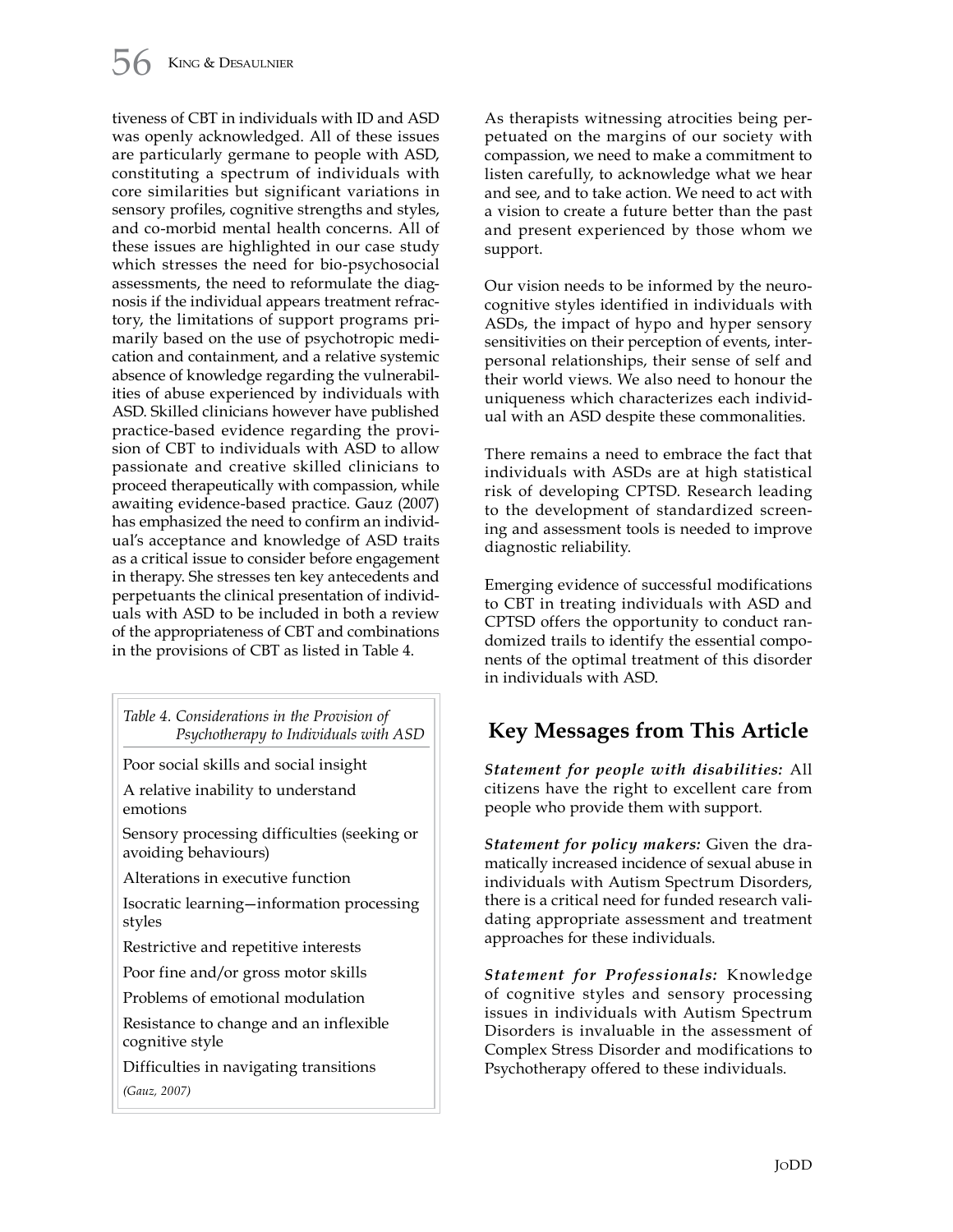tiveness of CBT in individuals with ID and ASD was openly acknowledged. All of these issues are particularly germane to people with ASD, constituting a spectrum of individuals with core similarities but significant variations in sensory profiles, cognitive strengths and styles, and co-morbid mental health concerns. All of these issues are highlighted in our case study which stresses the need for bio-psychosocial assessments, the need to reformulate the diagnosis if the individual appears treatment refractory, the limitations of support programs primarily based on the use of psychotropic medication and containment, and a relative systemic absence of knowledge regarding the vulnerabilities of abuse experienced by individuals with ASD. Skilled clinicians however have published practice-based evidence regarding the provision of CBT to individuals with ASD to allow passionate and creative skilled clinicians to proceed therapeutically with compassion, while awaiting evidence-based practice. Gauz (2007) has emphasized the need to confirm an individual's acceptance and knowledge of ASD traits as a critical issue to consider before engagement in therapy. She stresses ten key antecedents and perpetuants the clinical presentation of individuals with ASD to be included in both a review of the appropriateness of CBT and combinations in the provisions of CBT as listed in Table 4.

*Table 4. Considerations in the Provision of Psychotherapy to Individuals with ASD*

| |
|---|
| Poor social skills and social insight |
| A relative inability to understand emotions |
| Sensory processing difficulties (seeking or avoiding behaviours) |
| Alterations in executive function |
| Isocratic learning—information processing styles |
| Restrictive and repetitive interests |
| Poor fine and/or gross motor skills |
| Problems of emotional modulation |
| Resistance to change and an inflexible cognitive style |
| Difficulties in navigating transitions |

*(Gauz, 2007)*

As therapists witnessing atrocities being perpetuated on the margins of our society with compassion, we need to make a commitment to listen carefully, to acknowledge what we hear and see, and to take action. We need to act with a vision to create a future better than the past and present experienced by those whom we support.

Our vision needs to be informed by the neurocognitive styles identified in individuals with ASDs, the impact of hypo and hyper sensory sensitivities on their perception of events, interpersonal relationships, their sense of self and their world views. We also need to honour the uniqueness which characterizes each individual with an ASD despite these commonalities.

There remains a need to embrace the fact that individuals with ASDs are at high statistical risk of developing CPTSD. Research leading to the development of standardized screening and assessment tools is needed to improve diagnostic reliability.

Emerging evidence of successful modifications to CBT in treating individuals with ASD and CPTSD offers the opportunity to conduct randomized trails to identify the essential components of the optimal treatment of this disorder in individuals with ASD.

## Key Messages from This Article

***Statement for people with disabilities:*** All citizens have the right to excellent care from people who provide them with support.

***Statement for policy makers:*** Given the dramatically increased incidence of sexual abuse in individuals with Autism Spectrum Disorders, there is a critical need for funded research validating appropriate assessment and treatment approaches for these individuals.

***Statement for Professionals:*** Knowledge of cognitive styles and sensory processing issues in individuals with Autism Spectrum Disorders is invaluable in the assessment of Complex Stress Disorder and modifications to Psychotherapy offered to these individuals.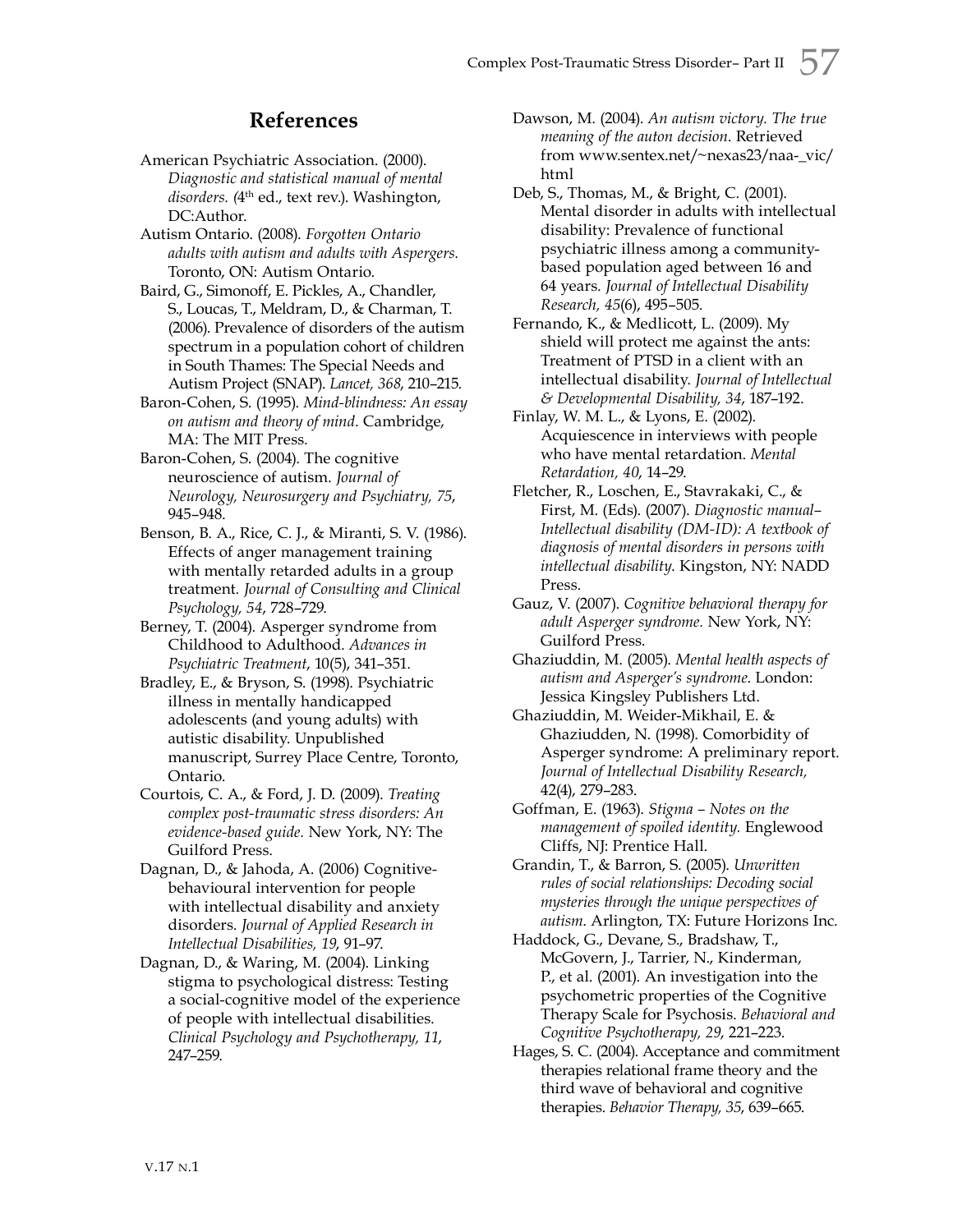## References

American Psychiatric Association. (2000). *Diagnostic and statistical manual of mental disorders.* (4th ed., text rev.). Washington, DC:Author.

Autism Ontario. (2008). *Forgotten Ontario adults with autism and adults with Aspergers.* Toronto, ON: Autism Ontario.

Baird, G., Simonoff, E. Pickles, A., Chandler, S., Loucas, T., Meldram, D., & Charman, T. (2006). Prevalence of disorders of the autism spectrum in a population cohort of children in South Thames: The Special Needs and Autism Project (SNAP). *Lancet, 368*, 210–215.

Baron-Cohen, S. (1995). *Mind-blindness: An essay on autism and theory of mind*. Cambridge, MA: The MIT Press.

Baron-Cohen, S. (2004). The cognitive neuroscience of autism. *Journal of Neurology, Neurosurgery and Psychiatry, 75*, 945–948.

Benson, B. A., Rice, C. J., & Miranti, S. V. (1986). Effects of anger management training with mentally retarded adults in a group treatment. *Journal of Consulting and Clinical Psychology, 54*, 728–729.

Berney, T. (2004). Asperger syndrome from Childhood to Adulthood. *Advances in Psychiatric Treatment*, 10(5), 341–351.

Bradley, E., & Bryson, S. (1998). Psychiatric illness in mentally handicapped adolescents (and young adults) with autistic disability. Unpublished manuscript, Surrey Place Centre, Toronto, Ontario.

Courtois, C. A., & Ford, J. D. (2009). *Treating complex post-traumatic stress disorders: An evidence-based guide.* New York, NY: The Guilford Press.

Dagnan, D., & Jahoda, A. (2006) Cognitive-behavioural intervention for people with intellectual disability and anxiety disorders. *Journal of Applied Research in Intellectual Disabilities, 19*, 91–97.

Dagnan, D., & Waring, M. (2004). Linking stigma to psychological distress: Testing a social-cognitive model of the experience of people with intellectual disabilities. *Clinical Psychology and Psychotherapy, 11*, 247–259.

Dawson, M. (2004). *An autism victory. The true meaning of the auton decision*. Retrieved from www.sentex.net/~nexas23/naa-_vic/html

Deb, S., Thomas, M., & Bright, C. (2001). Mental disorder in adults with intellectual disability: Prevalence of functional psychiatric illness among a community-based population aged between 16 and 64 years. *Journal of Intellectual Disability Research, 45*(6), 495–505.

Fernando, K., & Medlicott, L. (2009). My shield will protect me against the ants: Treatment of PTSD in a client with an intellectual disability. *Journal of Intellectual & Developmental Disability, 34*, 187–192.

Finlay, W. M. L., & Lyons, E. (2002). Acquiescence in interviews with people who have mental retardation. *Mental Retardation, 40*, 14–29.

Fletcher, R., Loschen, E., Stavrakaki, C., & First, M. (Eds). (2007). *Diagnostic manual–Intellectual disability (DM-ID): A textbook of diagnosis of mental disorders in persons with intellectual disability*. Kingston, NY: NADD Press.

Gauz, V. (2007). *Cognitive behavioral therapy for adult Asperger syndrome.* New York, NY: Guilford Press.

Ghaziuddin, M. (2005). *Mental health aspects of autism and Asperger's syndrome*. London: Jessica Kingsley Publishers Ltd.

Ghaziuddin, M. Weider-Mikhail, E. & Ghaziudden, N. (1998). Comorbidity of Asperger syndrome: A preliminary report. *Journal of Intellectual Disability Research,* 42(4), 279–283.

Goffman, E. (1963). *Stigma – Notes on the management of spoiled identity.* Englewood Cliffs, NJ: Prentice Hall.

Grandin, T., & Barron, S. (2005). *Unwritten rules of social relationships: Decoding social mysteries through the unique perspectives of autism*. Arlington, TX: Future Horizons Inc.

Haddock, G., Devane, S., Bradshaw, T., McGovern, J., Tarrier, N., Kinderman, P., et al. (2001). An investigation into the psychometric properties of the Cognitive Therapy Scale for Psychosis. *Behavioral and Cognitive Psychotherapy, 29*, 221–223.

Hages, S. C. (2004). Acceptance and commitment therapies relational frame theory and the third wave of behavioral and cognitive therapies. *Behavior Therapy, 35*, 639–665.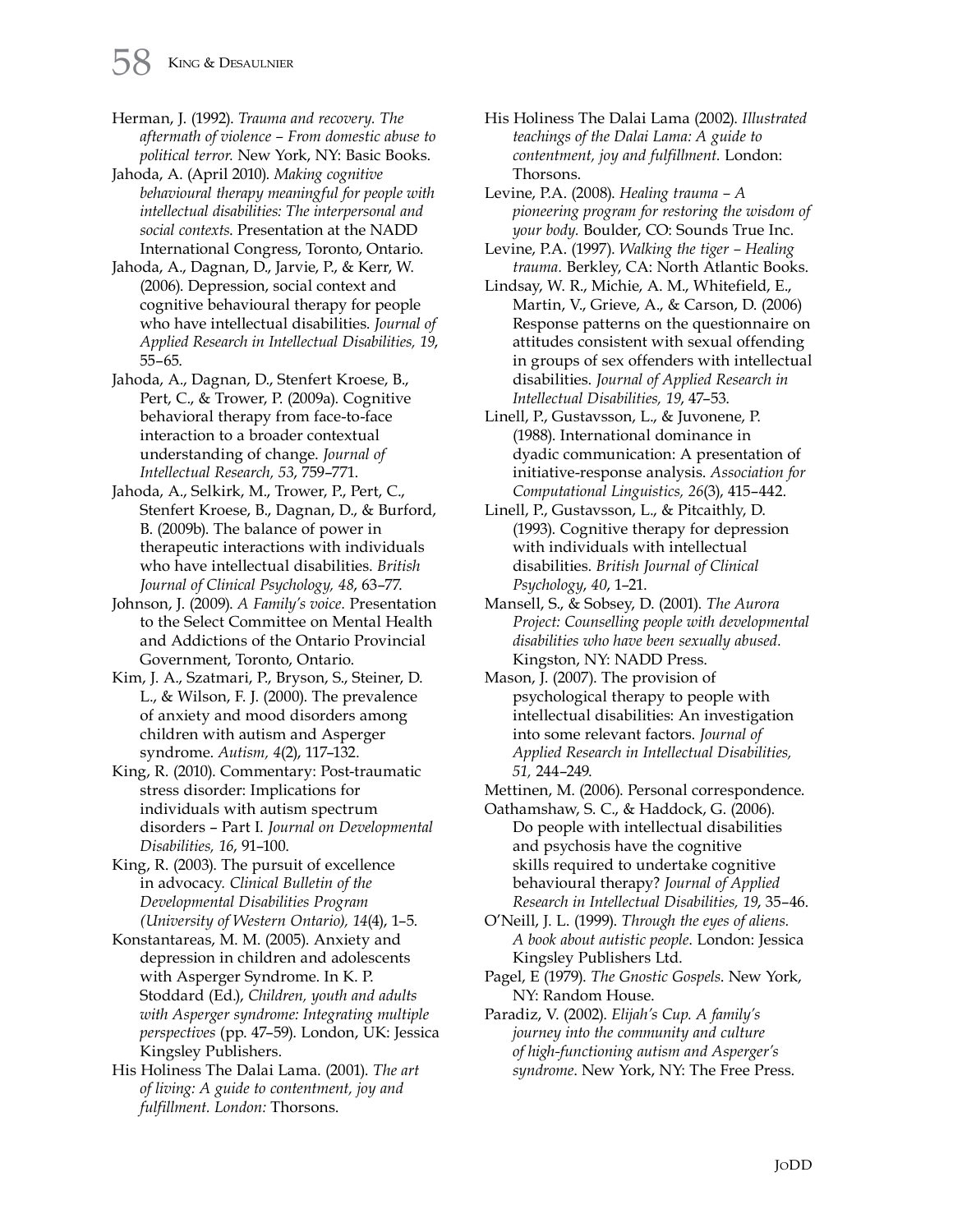Herman, J. (1992). *Trauma and recovery. The aftermath of violence – From domestic abuse to political terror.* New York, NY: Basic Books.

Jahoda, A. (April 2010). *Making cognitive behavioural therapy meaningful for people with intellectual disabilities: The interpersonal and social contexts.* Presentation at the NADD International Congress, Toronto, Ontario.

Jahoda, A., Dagnan, D., Jarvie, P., & Kerr, W. (2006). Depression, social context and cognitive behavioural therapy for people who have intellectual disabilities. *Journal of Applied Research in Intellectual Disabilities, 19*, 55–65.

Jahoda, A., Dagnan, D., Stenfert Kroese, B., Pert, C., & Trower, P. (2009a). Cognitive behavioral therapy from face-to-face interaction to a broader contextual understanding of change. *Journal of Intellectual Research, 53*, 759–771.

Jahoda, A., Selkirk, M., Trower, P., Pert, C., Stenfert Kroese, B., Dagnan, D., & Burford, B. (2009b). The balance of power in therapeutic interactions with individuals who have intellectual disabilities. *British Journal of Clinical Psychology, 48*, 63–77.

Johnson, J. (2009). *A Family's voice.* Presentation to the Select Committee on Mental Health and Addictions of the Ontario Provincial Government, Toronto, Ontario.

Kim, J. A., Szatmari, P., Bryson, S., Steiner, D. L., & Wilson, F. J. (2000). The prevalence of anxiety and mood disorders among children with autism and Asperger syndrome. *Autism, 4*(2), 117–132.

King, R. (2010). Commentary: Post-traumatic stress disorder: Implications for individuals with autism spectrum disorders – Part I. *Journal on Developmental Disabilities, 16*, 91–100.

King, R. (2003). The pursuit of excellence in advocacy. *Clinical Bulletin of the Developmental Disabilities Program (University of Western Ontario), 14*(4), 1–5.

Konstantareas, M. M. (2005). Anxiety and depression in children and adolescents with Asperger Syndrome. In K. P. Stoddard (Ed.), *Children, youth and adults with Asperger syndrome: Integrating multiple perspectives* (pp. 47–59). London, UK: Jessica Kingsley Publishers.

His Holiness The Dalai Lama. (2001). *The art of living: A guide to contentment, joy and fulfillment. London:* Thorsons.

His Holiness The Dalai Lama (2002). *Illustrated teachings of the Dalai Lama: A guide to contentment, joy and fulfillment.* London: Thorsons.

Levine, P.A. (2008). *Healing trauma – A pioneering program for restoring the wisdom of your body.* Boulder, CO: Sounds True Inc.

Levine, P.A. (1997). *Walking the tiger – Healing trauma.* Berkley, CA: North Atlantic Books.

Lindsay, W. R., Michie, A. M., Whitefield, E., Martin, V., Grieve, A., & Carson, D. (2006) Response patterns on the questionnaire on attitudes consistent with sexual offending in groups of sex offenders with intellectual disabilities. *Journal of Applied Research in Intellectual Disabilities, 19*, 47–53.

Linell, P., Gustavsson, L., & Juvonene, P. (1988). International dominance in dyadic communication: A presentation of initiative-response analysis. *Association for Computational Linguistics, 26*(3), 415–442.

Linell, P., Gustavsson, L., & Pitcaithly, D. (1993). Cognitive therapy for depression with individuals with intellectual disabilities. *British Journal of Clinical Psychology*, *40*, 1–21.

Mansell, S., & Sobsey, D. (2001). *The Aurora Project: Counselling people with developmental disabilities who have been sexually abused.* Kingston, NY: NADD Press.

Mason, J. (2007). The provision of psychological therapy to people with intellectual disabilities: An investigation into some relevant factors. *Journal of Applied Research in Intellectual Disabilities, 51,* 244–249.

Mettinen, M. (2006). Personal correspondence.

Oathamshaw, S. C., & Haddock, G. (2006). Do people with intellectual disabilities and psychosis have the cognitive skills required to undertake cognitive behavioural therapy? *Journal of Applied Research in Intellectual Disabilities, 19*, 35–46.

O'Neill, J. L. (1999). *Through the eyes of aliens. A book about autistic people*. London: Jessica Kingsley Publishers Ltd.

Pagel, E (1979). *The Gnostic Gospels*. New York, NY: Random House.

Paradiz, V. (2002). *Elijah's Cup. A family's journey into the community and culture of high-functioning autism and Asperger's syndrome*. New York, NY: The Free Press.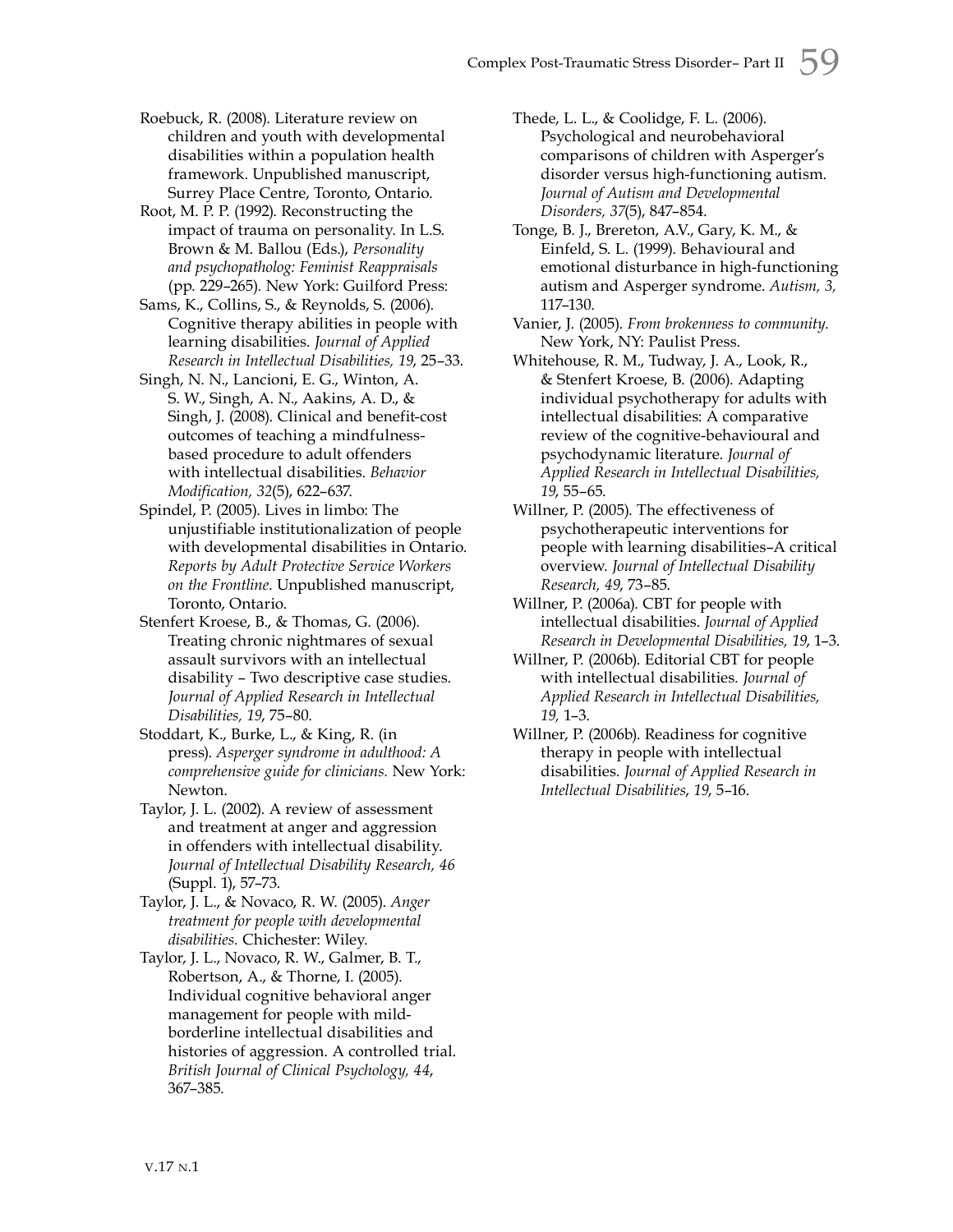Roebuck, R. (2008). Literature review on children and youth with developmental disabilities within a population health framework. Unpublished manuscript, Surrey Place Centre, Toronto, Ontario.

Root, M. P. P. (1992). Reconstructing the impact of trauma on personality. In L.S. Brown & M. Ballou (Eds.), *Personality and psychopatholog: Feminist Reappraisals* (pp. 229–265). New York: Guilford Press:

Sams, K., Collins, S., & Reynolds, S. (2006). Cognitive therapy abilities in people with learning disabilities. *Journal of Applied Research in Intellectual Disabilities, 19*, 25–33.

Singh, N. N., Lancioni, E. G., Winton, A. S. W., Singh, A. N., Aakins, A. D., & Singh, J. (2008). Clinical and benefit-cost outcomes of teaching a mindfulness-based procedure to adult offenders with intellectual disabilities. *Behavior Modification, 32*(5), 622–637.

Spindel, P. (2005). Lives in limbo: The unjustifiable institutionalization of people with developmental disabilities in Ontario. *Reports by Adult Protective Service Workers on the Frontline*. Unpublished manuscript, Toronto, Ontario.

Stenfert Kroese, B., & Thomas, G. (2006). Treating chronic nightmares of sexual assault survivors with an intellectual disability – Two descriptive case studies. *Journal of Applied Research in Intellectual Disabilities, 19*, 75–80.

Stoddart, K., Burke, L., & King, R. (in press). *Asperger syndrome in adulthood: A comprehensive guide for clinicians.* New York: Newton.

Taylor, J. L. (2002). A review of assessment and treatment at anger and aggression in offenders with intellectual disability. *Journal of Intellectual Disability Research, 46* (Suppl. 1), 57–73.

Taylor, J. L., & Novaco, R. W. (2005). *Anger treatment for people with developmental disabilities.* Chichester: Wiley.

Taylor, J. L., Novaco, R. W., Galmer, B. T., Robertson, A., & Thorne, I. (2005). Individual cognitive behavioral anger management for people with mild-borderline intellectual disabilities and histories of aggression. A controlled trial. *British Journal of Clinical Psychology, 44*, 367–385.

Thede, L. L., & Coolidge, F. L. (2006). Psychological and neurobehavioral comparisons of children with Asperger's disorder versus high-functioning autism. *Journal of Autism and Developmental Disorders, 37*(5), 847–854.

Tonge, B. J., Brereton, A.V., Gary, K. M., & Einfeld, S. L. (1999). Behavioural and emotional disturbance in high-functioning autism and Asperger syndrome. *Autism, 3,* 117–130.

Vanier, J. (2005). *From brokenness to community.* New York, NY: Paulist Press.

Whitehouse, R. M., Tudway, J. A., Look, R., & Stenfert Kroese, B. (2006). Adapting individual psychotherapy for adults with intellectual disabilities: A comparative review of the cognitive-behavioural and psychodynamic literature. *Journal of Applied Research in Intellectual Disabilities, 19*, 55–65.

Willner, P. (2005). The effectiveness of psychotherapeutic interventions for people with learning disabilities–A critical overview. *Journal of Intellectual Disability Research, 49*, 73–85.

Willner, P. (2006a). CBT for people with intellectual disabilities. *Journal of Applied Research in Developmental Disabilities, 19*, 1–3.

Willner, P. (2006b). Editorial CBT for people with intellectual disabilities. *Journal of Applied Research in Intellectual Disabilities, 19,* 1–3.

Willner, P. (2006b). Readiness for cognitive therapy in people with intellectual disabilities. *Journal of Applied Research in Intellectual Disabilities*, *19*, 5–16.